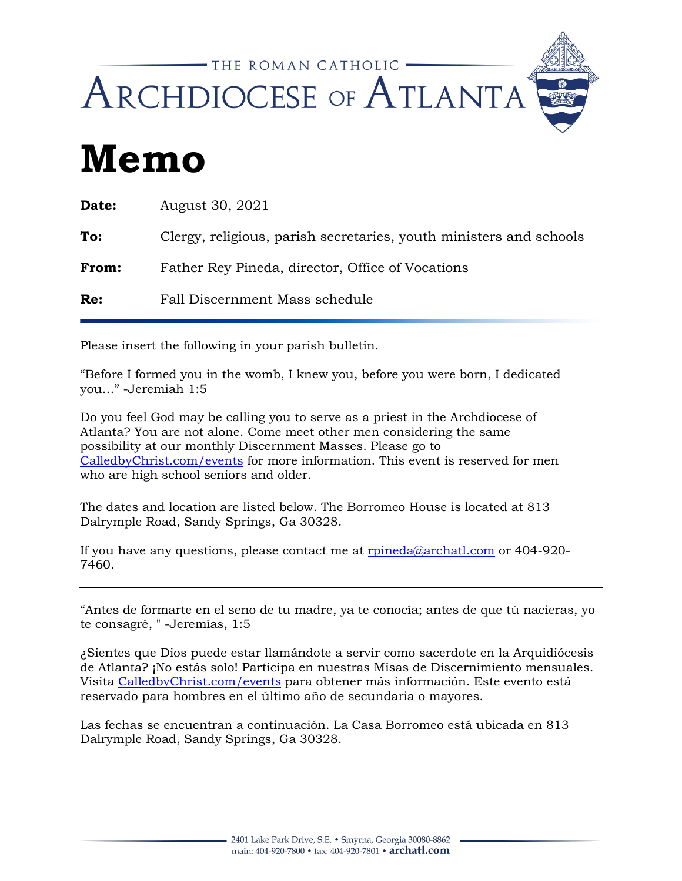THE ROMAN CATHOLIC
ARCHDIOCESE OF ATLANTA

# Memo

**Date:** August 30, 2021

**To:** Clergy, religious, parish secretaries, youth ministers and schools

**From:** Father Rey Pineda, director, Office of Vocations

**Re:** Fall Discernment Mass schedule

---

Please insert the following in your parish bulletin.

"Before I formed you in the womb, I knew you, before you were born, I dedicated you..." -Jeremiah 1:5

Do you feel God may be calling you to serve as a priest in the Archdiocese of Atlanta? You are not alone. Come meet other men considering the same possibility at our monthly Discernment Masses. Please go to CalledbyChrist.com/events for more information. This event is reserved for men who are high school seniors and older.

The dates and location are listed below. The Borromeo House is located at 813 Dalrymple Road, Sandy Springs, Ga 30328.

If you have any questions, please contact me at rpineda@archatl.com or 404-920-7460.

---

"Antes de formarte en el seno de tu madre, ya te conocía; antes de que tú nacieras, yo te consagré, " -Jeremías, 1:5

¿Sientes que Dios puede estar llamándote a servir como sacerdote en la Arquidiócesis de Atlanta? ¡No estás solo! Participa en nuestras Misas de Discernimiento mensuales. Visita CalledbyChrist.com/events para obtener más información. Este evento está reservado para hombres en el último año de secundaria o mayores.

Las fechas se encuentran a continuación. La Casa Borromeo está ubicada en 813 Dalrymple Road, Sandy Springs, Ga 30328.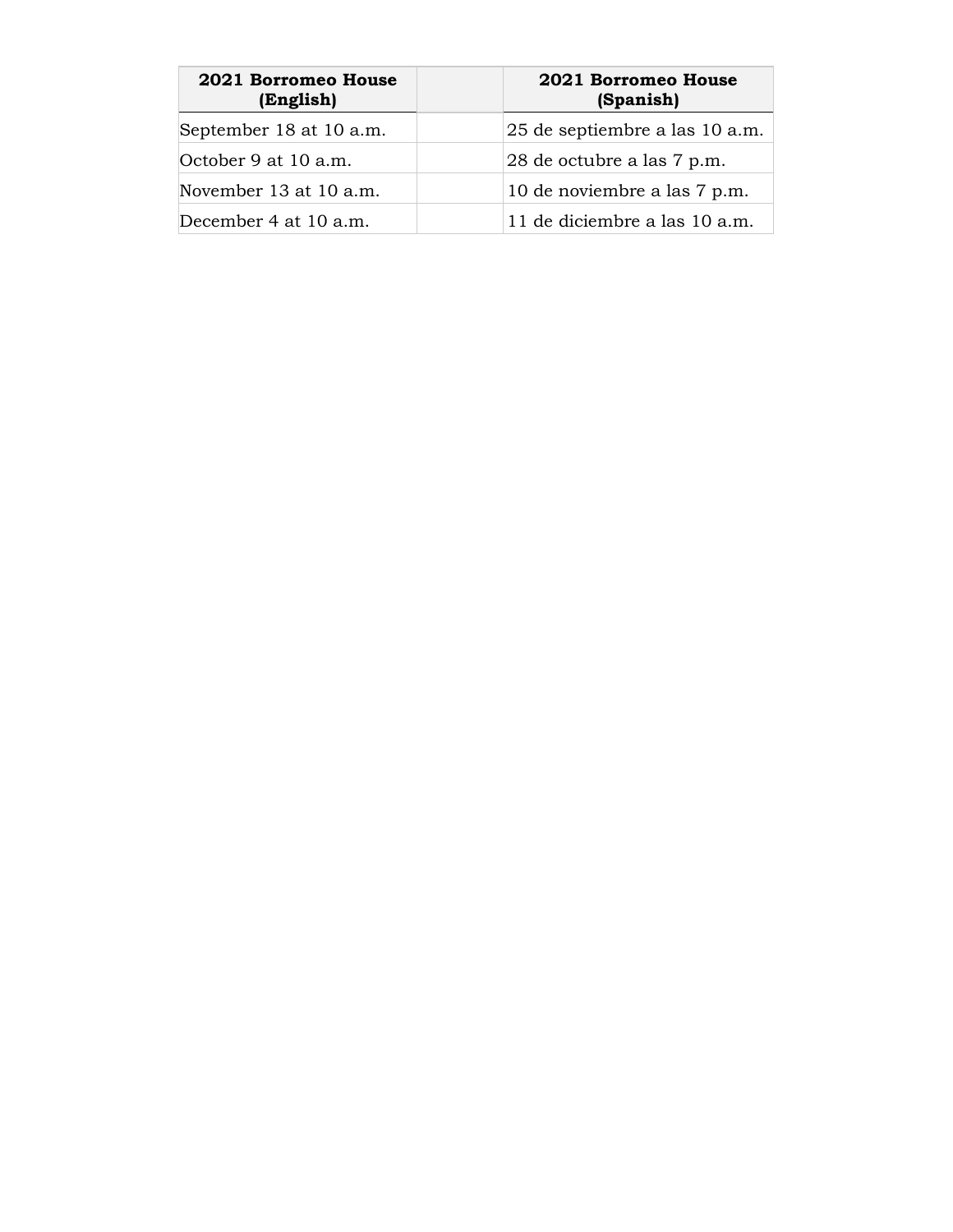| 2021 Borromeo House (English) | | 2021 Borromeo House (Spanish) |
|---|---|---|
| September 18 at 10 a.m. | | 25 de septiembre a las 10 a.m. |
| October 9 at 10 a.m. | | 28 de octubre a las 7 p.m. |
| November 13 at 10 a.m. | | 10 de noviembre a las 7 p.m. |
| December 4 at 10 a.m. | | 11 de diciembre a las 10 a.m. |